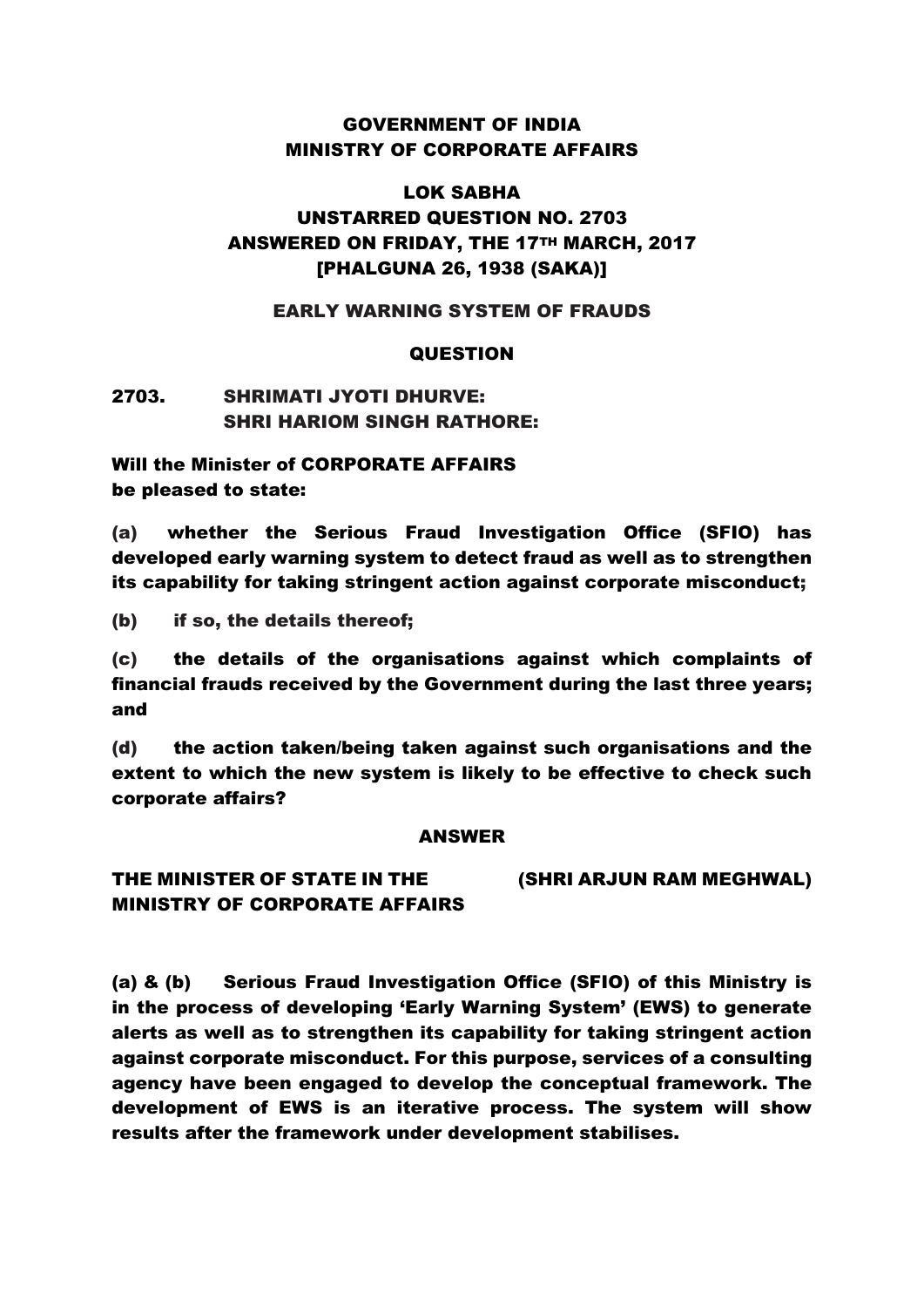# GOVERNMENT OF INDIA
# MINISTRY OF CORPORATE AFFAIRS

## LOK SABHA
## UNSTARRED QUESTION NO. 2703
## ANSWERED ON FRIDAY, THE 17TH MARCH, 2017
## [PHALGUNA 26, 1938 (SAKA)]

### EARLY WARNING SYSTEM OF FRAUDS

### QUESTION

**2703. SHRIMATI JYOTI DHURVE:**
**SHRI HARIOM SINGH RATHORE:**

**Will the Minister of CORPORATE AFFAIRS be pleased to state:**

**(a) whether the Serious Fraud Investigation Office (SFIO) has developed early warning system to detect fraud as well as to strengthen its capability for taking stringent action against corporate misconduct;**

**(b) if so, the details thereof;**

**(c) the details of the organisations against which complaints of financial frauds received by the Government during the last three years; and**

**(d) the action taken/being taken against such organisations and the extent to which the new system is likely to be effective to check such corporate affairs?**

### ANSWER

**THE MINISTER OF STATE IN THE MINISTRY OF CORPORATE AFFAIRS (SHRI ARJUN RAM MEGHWAL)**

**(a) & (b) Serious Fraud Investigation Office (SFIO) of this Ministry is in the process of developing 'Early Warning System' (EWS) to generate alerts as well as to strengthen its capability for taking stringent action against corporate misconduct. For this purpose, services of a consulting agency have been engaged to develop the conceptual framework. The development of EWS is an iterative process. The system will show results after the framework under development stabilises.**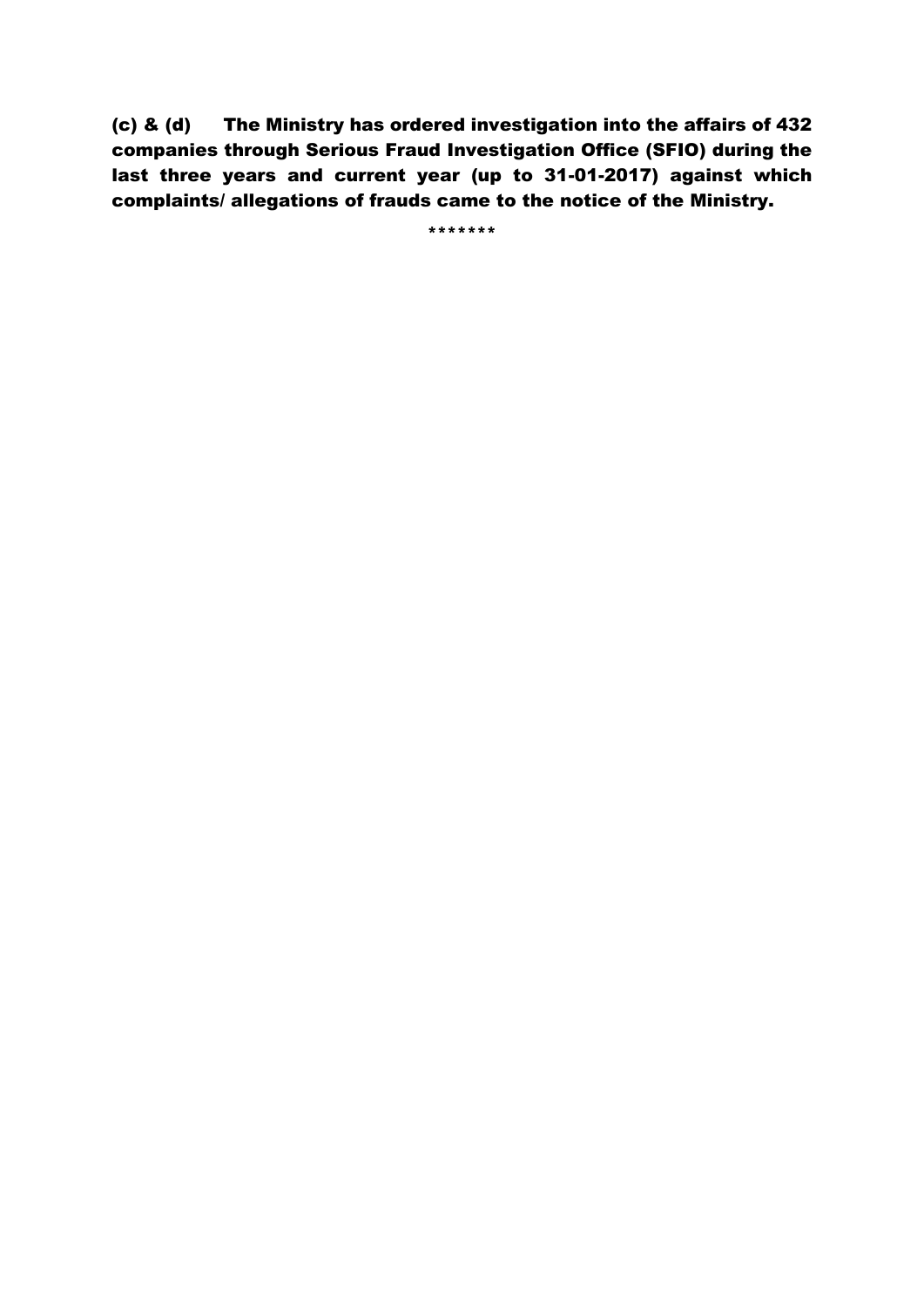**(c) & (d) The Ministry has ordered investigation into the affairs of 432 companies through Serious Fraud Investigation Office (SFIO) during the last three years and current year (up to 31-01-2017) against which complaints/ allegations of frauds came to the notice of the Ministry.**

*******